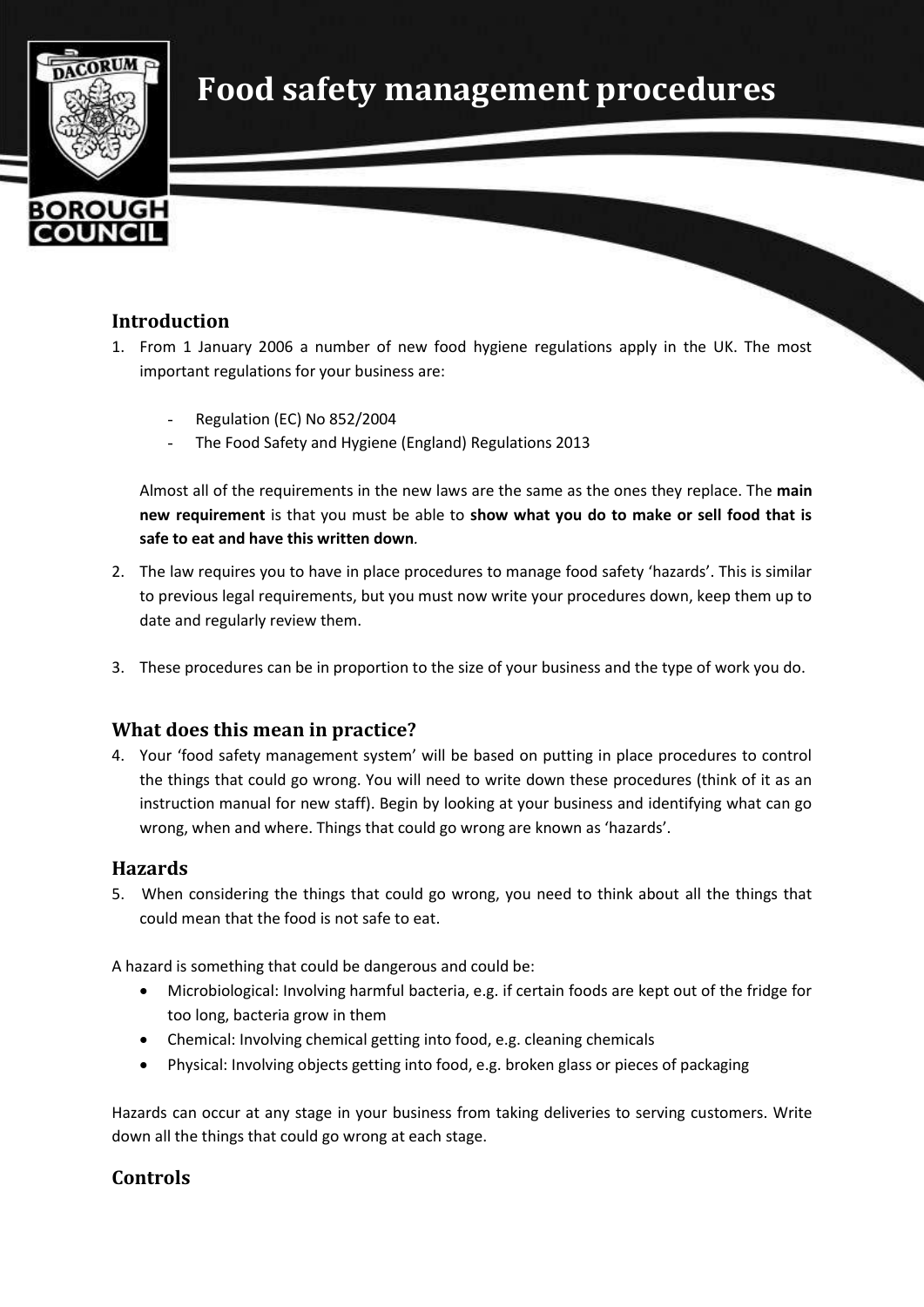# Food safety management procedures

## Introduction

1. From 1 January 2006 a number of new food hygiene regulations apply in the UK. The most important regulations for your business are:

    - Regulation (EC) No 852/2004
    - The Food Safety and Hygiene (England) Regulations 2013

    Almost all of the requirements in the new laws are the same as the ones they replace. The **main new requirement** is that you must be able to **show what you do to make or sell food that is safe to eat and have this written down**.

2. The law requires you to have in place procedures to manage food safety 'hazards'. This is similar to previous legal requirements, but you must now write your procedures down, keep them up to date and regularly review them.

3. These procedures can be in proportion to the size of your business and the type of work you do.

## What does this mean in practice?

4. Your 'food safety management system' will be based on putting in place procedures to control the things that could go wrong. You will need to write down these procedures (think of it as an instruction manual for new staff). Begin by looking at your business and identifying what can go wrong, when and where. Things that could go wrong are known as 'hazards'.

## Hazards

5. When considering the things that could go wrong, you need to think about all the things that could mean that the food is not safe to eat.

A hazard is something that could be dangerous and could be:

- Microbiological: Involving harmful bacteria, e.g. if certain foods are kept out of the fridge for too long, bacteria grow in them
- Chemical: Involving chemical getting into food, e.g. cleaning chemicals
- Physical: Involving objects getting into food, e.g. broken glass or pieces of packaging

Hazards can occur at any stage in your business from taking deliveries to serving customers. Write down all the things that could go wrong at each stage.

## Controls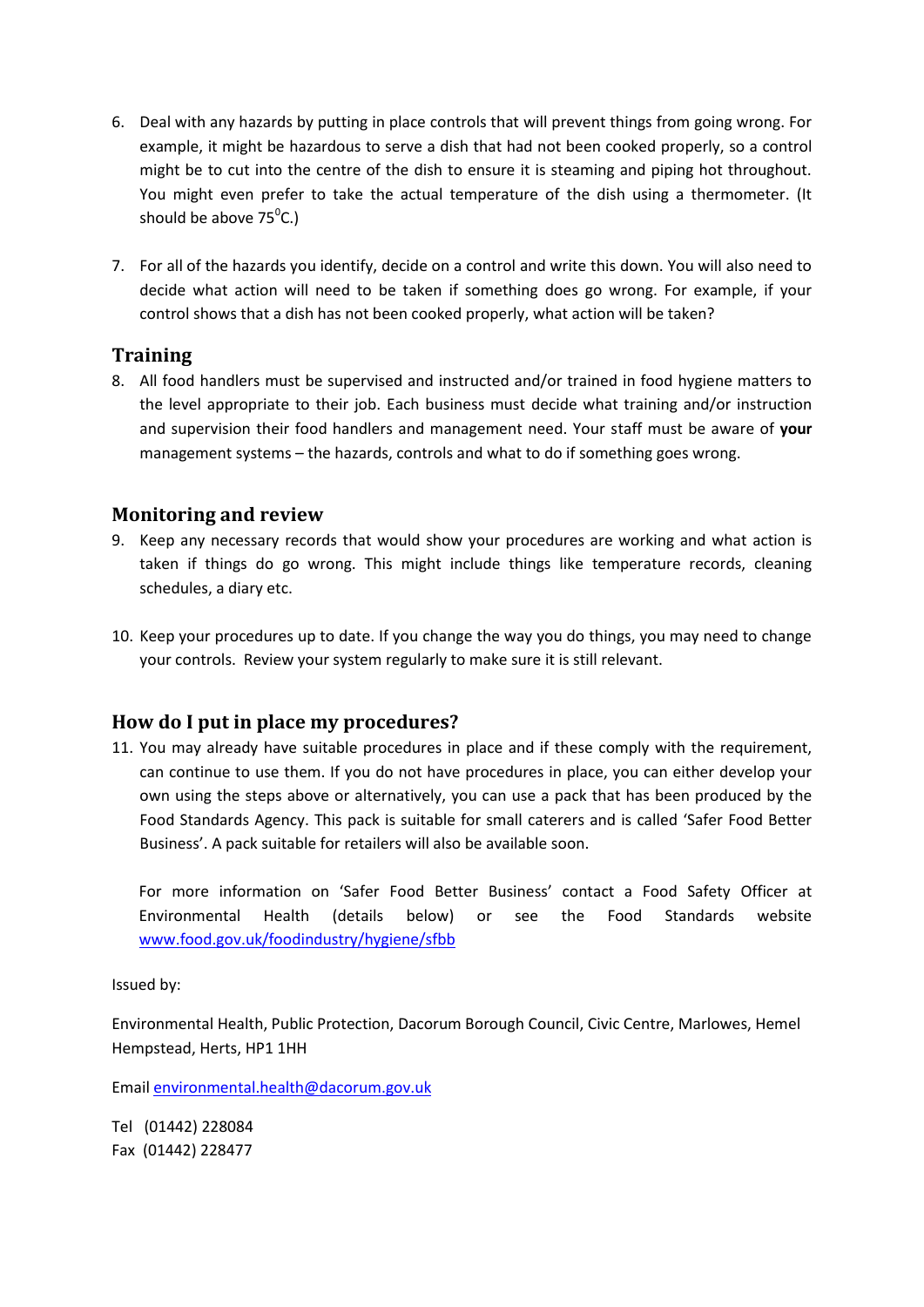6. Deal with any hazards by putting in place controls that will prevent things from going wrong. For example, it might be hazardous to serve a dish that had not been cooked properly, so a control might be to cut into the centre of the dish to ensure it is steaming and piping hot throughout. You might even prefer to take the actual temperature of the dish using a thermometer. (It should be above $75^0$C.)

7. For all of the hazards you identify, decide on a control and write this down. You will also need to decide what action will need to be taken if something does go wrong. For example, if your control shows that a dish has not been cooked properly, what action will be taken?

## Training

8. All food handlers must be supervised and instructed and/or trained in food hygiene matters to the level appropriate to their job. Each business must decide what training and/or instruction and supervision their food handlers and management need. Your staff must be aware of **your** management systems – the hazards, controls and what to do if something goes wrong.

## Monitoring and review

9. Keep any necessary records that would show your procedures are working and what action is taken if things do go wrong. This might include things like temperature records, cleaning schedules, a diary etc.

10. Keep your procedures up to date. If you change the way you do things, you may need to change your controls. Review your system regularly to make sure it is still relevant.

## How do I put in place my procedures?

11. You may already have suitable procedures in place and if these comply with the requirement, can continue to use them. If you do not have procedures in place, you can either develop your own using the steps above or alternatively, you can use a pack that has been produced by the Food Standards Agency. This pack is suitable for small caterers and is called 'Safer Food Better Business'. A pack suitable for retailers will also be available soon.

    For more information on 'Safer Food Better Business' contact a Food Safety Officer at Environmental Health (details below) or see the Food Standards website www.food.gov.uk/foodindustry/hygiene/sfbb

Issued by:

Environmental Health, Public Protection, Dacorum Borough Council, Civic Centre, Marlowes, Hemel Hempstead, Herts, HP1 1HH

Email environmental.health@dacorum.gov.uk

Tel (01442) 228084
Fax (01442) 228477